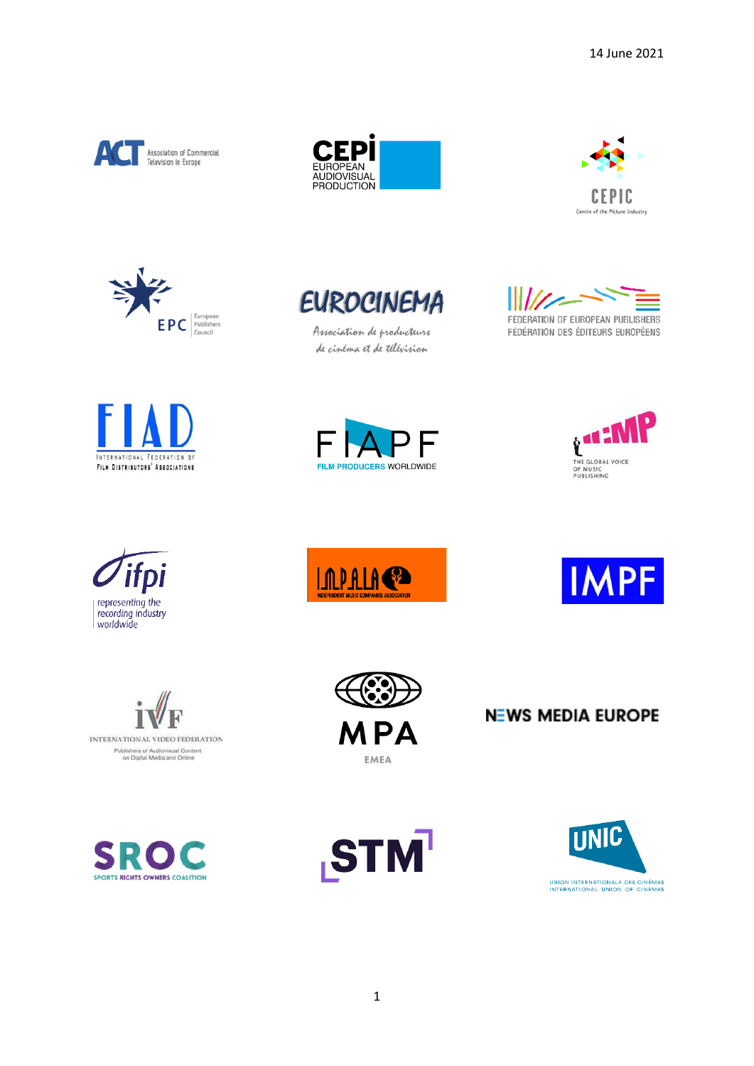14 June 2021

ACT Association of Commercial Television in Europe

CEPI EUROPEAN AUDIOVISUAL PRODUCTION

CEPIC Centre of the Picture Industry

EPC European Publishers Council

EUROCINEMA Association de producteurs de cinéma et de télévision

FEDERATION OF EUROPEAN PUBLISHERS FÉDÉRATION DES ÉDITEURS EUROPÉENS

FIAD INTERNATIONAL FEDERATION OF FILM DISTRIBUTORS' ASSOCIATIONS

FIAPF FILM PRODUCERS WORLDWIDE

ICMP THE GLOBAL VOICE OF MUSIC PUBLISHING

ifpi representing the recording industry worldwide

IMPALA INDEPENDENT MUSIC COMPANIES ASSOCIATION

IMPF

IVF INTERNATIONAL VIDEO FEDERATION Publishers of Audiovisual Content on Digital Media and Online

MPA EMEA

NEWS MEDIA EUROPE

SROC SPORTS RIGHTS OWNERS COALITION

STM

UNIC UNION INTERNATIONALE DES CINÉMAS INTERNATIONAL UNION OF CINEMAS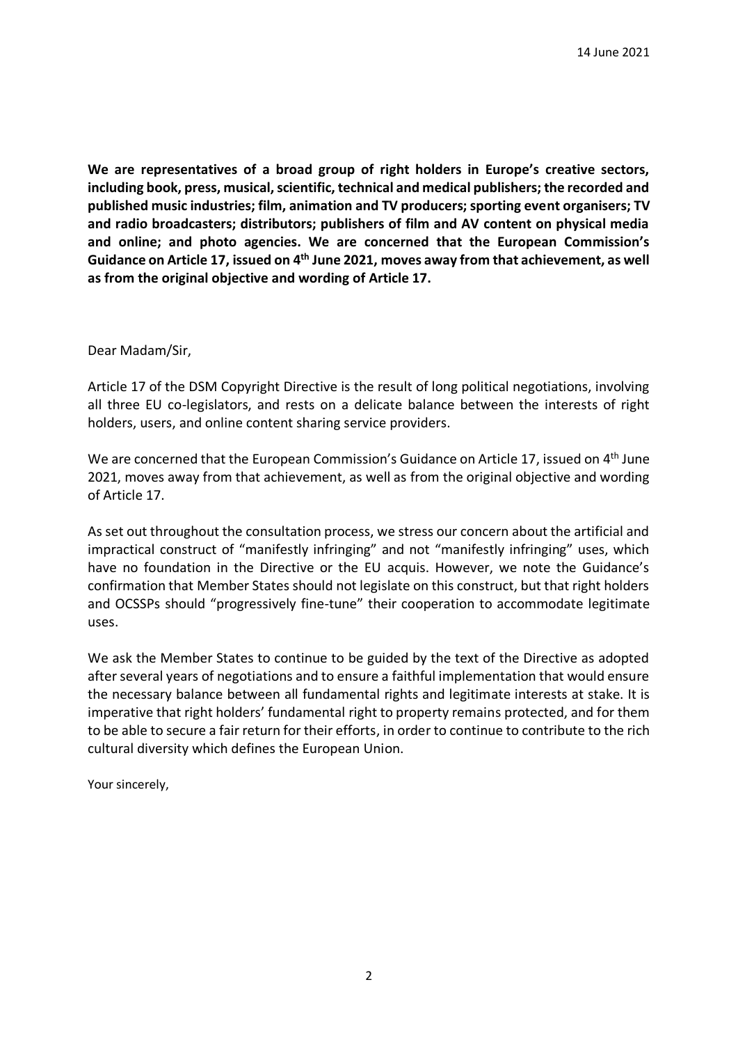14 June 2021

**We are representatives of a broad group of right holders in Europe's creative sectors, including book, press, musical, scientific, technical and medical publishers; the recorded and published music industries; film, animation and TV producers; sporting event organisers; TV and radio broadcasters; distributors; publishers of film and AV content on physical media and online; and photo agencies. We are concerned that the European Commission's Guidance on Article 17, issued on 4th June 2021, moves away from that achievement, as well as from the original objective and wording of Article 17.**

Dear Madam/Sir,

Article 17 of the DSM Copyright Directive is the result of long political negotiations, involving all three EU co-legislators, and rests on a delicate balance between the interests of right holders, users, and online content sharing service providers.

We are concerned that the European Commission's Guidance on Article 17, issued on 4th June 2021, moves away from that achievement, as well as from the original objective and wording of Article 17.

As set out throughout the consultation process, we stress our concern about the artificial and impractical construct of "manifestly infringing" and not "manifestly infringing" uses, which have no foundation in the Directive or the EU acquis. However, we note the Guidance's confirmation that Member States should not legislate on this construct, but that right holders and OCSSPs should "progressively fine-tune" their cooperation to accommodate legitimate uses.

We ask the Member States to continue to be guided by the text of the Directive as adopted after several years of negotiations and to ensure a faithful implementation that would ensure the necessary balance between all fundamental rights and legitimate interests at stake. It is imperative that right holders' fundamental right to property remains protected, and for them to be able to secure a fair return for their efforts, in order to continue to contribute to the rich cultural diversity which defines the European Union.

Your sincerely,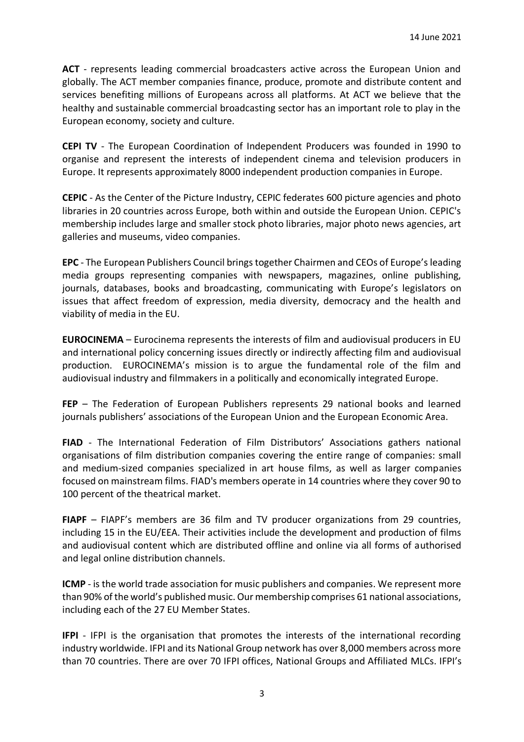14 June 2021

**ACT** - represents leading commercial broadcasters active across the European Union and globally. The ACT member companies finance, produce, promote and distribute content and services benefiting millions of Europeans across all platforms. At ACT we believe that the healthy and sustainable commercial broadcasting sector has an important role to play in the European economy, society and culture.

**CEPI TV** - The European Coordination of Independent Producers was founded in 1990 to organise and represent the interests of independent cinema and television producers in Europe. It represents approximately 8000 independent production companies in Europe.

**CEPIC** - As the Center of the Picture Industry, CEPIC federates 600 picture agencies and photo libraries in 20 countries across Europe, both within and outside the European Union. CEPIC's membership includes large and smaller stock photo libraries, major photo news agencies, art galleries and museums, video companies.

**EPC** - The European Publishers Council brings together Chairmen and CEOs of Europe's leading media groups representing companies with newspapers, magazines, online publishing, journals, databases, books and broadcasting, communicating with Europe's legislators on issues that affect freedom of expression, media diversity, democracy and the health and viability of media in the EU.

**EUROCINEMA** – Eurocinema represents the interests of film and audiovisual producers in EU and international policy concerning issues directly or indirectly affecting film and audiovisual production. EUROCINEMA's mission is to argue the fundamental role of the film and audiovisual industry and filmmakers in a politically and economically integrated Europe.

**FEP** – The Federation of European Publishers represents 29 national books and learned journals publishers' associations of the European Union and the European Economic Area.

**FIAD** - The International Federation of Film Distributors' Associations gathers national organisations of film distribution companies covering the entire range of companies: small and medium-sized companies specialized in art house films, as well as larger companies focused on mainstream films. FIAD's members operate in 14 countries where they cover 90 to 100 percent of the theatrical market.

**FIAPF** – FIAPF's members are 36 film and TV producer organizations from 29 countries, including 15 in the EU/EEA. Their activities include the development and production of films and audiovisual content which are distributed offline and online via all forms of authorised and legal online distribution channels.

**ICMP** - is the world trade association for music publishers and companies. We represent more than 90% of the world's published music. Our membership comprises 61 national associations, including each of the 27 EU Member States.

**IFPI** - IFPI is the organisation that promotes the interests of the international recording industry worldwide. IFPI and its National Group network has over 8,000 members across more than 70 countries. There are over 70 IFPI offices, National Groups and Affiliated MLCs. IFPI's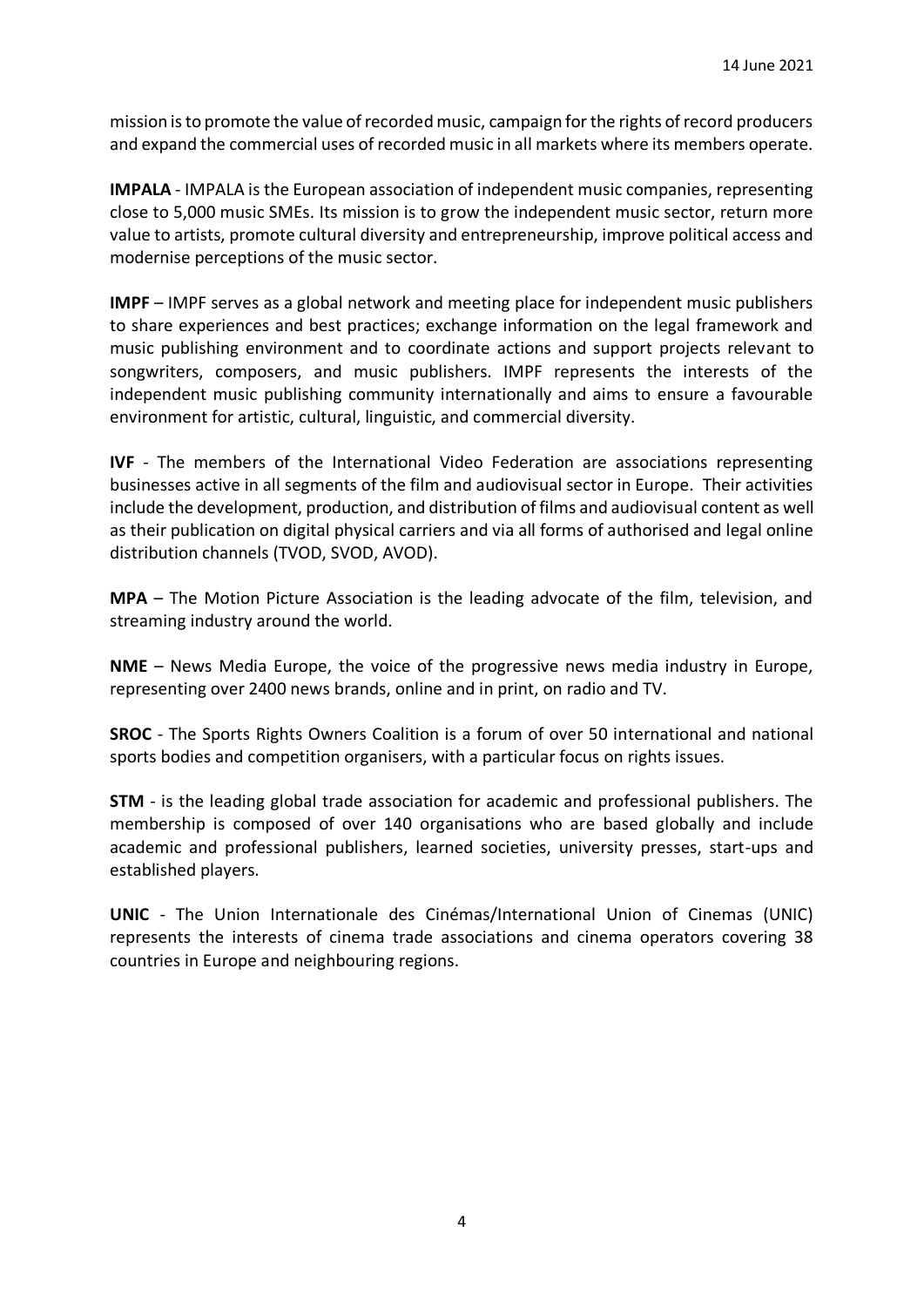mission is to promote the value of recorded music, campaign for the rights of record producers and expand the commercial uses of recorded music in all markets where its members operate.

**IMPALA** - IMPALA is the European association of independent music companies, representing close to 5,000 music SMEs. Its mission is to grow the independent music sector, return more value to artists, promote cultural diversity and entrepreneurship, improve political access and modernise perceptions of the music sector.

**IMPF** – IMPF serves as a global network and meeting place for independent music publishers to share experiences and best practices; exchange information on the legal framework and music publishing environment and to coordinate actions and support projects relevant to songwriters, composers, and music publishers. IMPF represents the interests of the independent music publishing community internationally and aims to ensure a favourable environment for artistic, cultural, linguistic, and commercial diversity.

**IVF** - The members of the International Video Federation are associations representing businesses active in all segments of the film and audiovisual sector in Europe. Their activities include the development, production, and distribution of films and audiovisual content as well as their publication on digital physical carriers and via all forms of authorised and legal online distribution channels (TVOD, SVOD, AVOD).

**MPA** – The Motion Picture Association is the leading advocate of the film, television, and streaming industry around the world.

**NME** – News Media Europe, the voice of the progressive news media industry in Europe, representing over 2400 news brands, online and in print, on radio and TV.

**SROC** - The Sports Rights Owners Coalition is a forum of over 50 international and national sports bodies and competition organisers, with a particular focus on rights issues.

**STM** - is the leading global trade association for academic and professional publishers. The membership is composed of over 140 organisations who are based globally and include academic and professional publishers, learned societies, university presses, start-ups and established players.

**UNIC** - The Union Internationale des Cinémas/International Union of Cinemas (UNIC) represents the interests of cinema trade associations and cinema operators covering 38 countries in Europe and neighbouring regions.